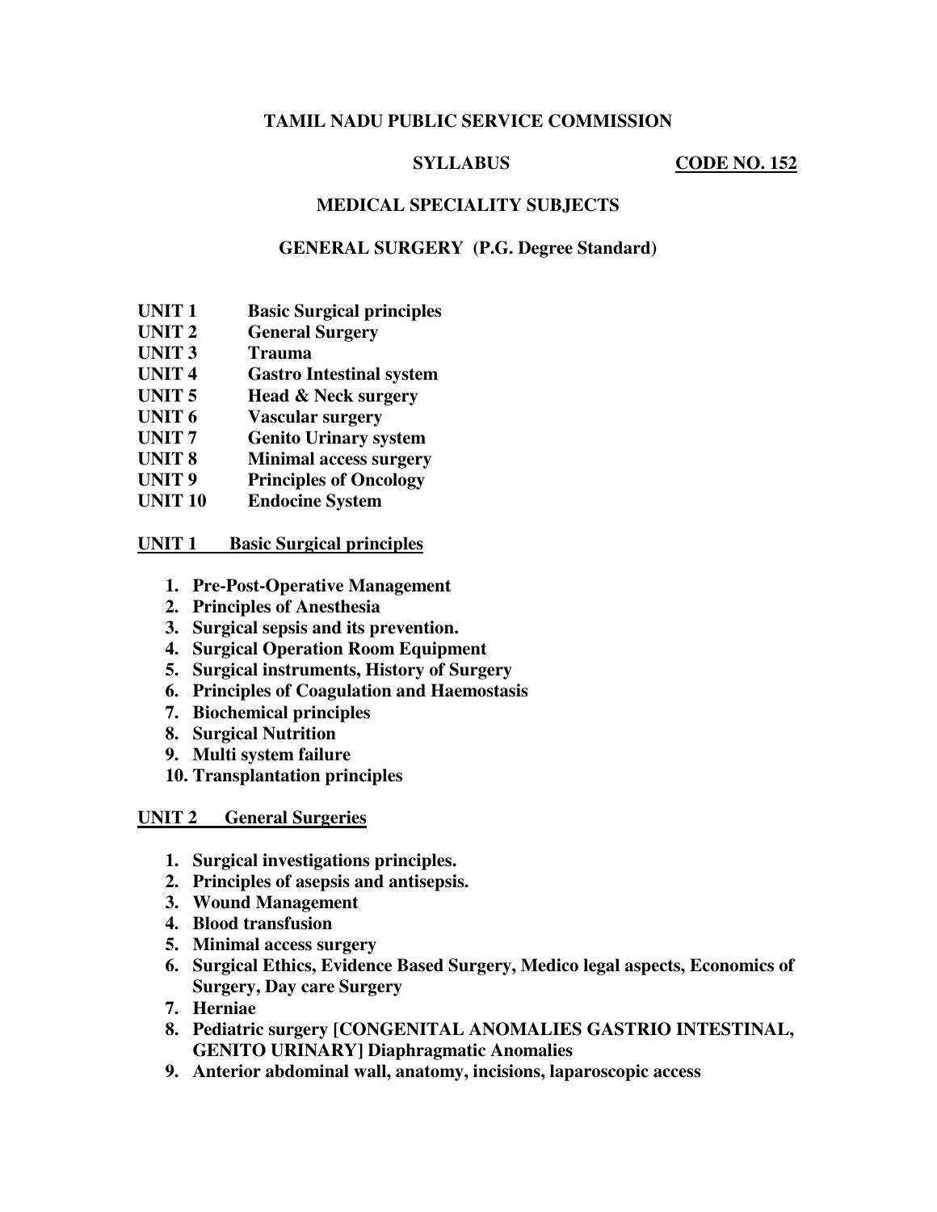**TAMIL NADU PUBLIC SERVICE COMMISSION**

**SYLLABUS** **CODE NO. 152**

**MEDICAL SPECIALITY SUBJECTS**

**GENERAL SURGERY (P.G. Degree Standard)**

| | |
|---|---|
| **UNIT 1** | **Basic Surgical principles** |
| **UNIT 2** | **General Surgery** |
| **UNIT 3** | **Trauma** |
| **UNIT 4** | **Gastro Intestinal system** |
| **UNIT 5** | **Head & Neck surgery** |
| **UNIT 6** | **Vascular surgery** |
| **UNIT 7** | **Genito Urinary system** |
| **UNIT 8** | **Minimal access surgery** |
| **UNIT 9** | **Principles of Oncology** |
| **UNIT 10** | **Endocine System** |

## UNIT 1 Basic Surgical principles

1. **Pre-Post-Operative Management**
2. **Principles of Anesthesia**
3. **Surgical sepsis and its prevention.**
4. **Surgical Operation Room Equipment**
5. **Surgical instruments, History of Surgery**
6. **Principles of Coagulation and Haemostasis**
7. **Biochemical principles**
8. **Surgical Nutrition**
9. **Multi system failure**
10. **Transplantation principles**

## UNIT 2 General Surgeries

1. **Surgical investigations principles.**
2. **Principles of asepsis and antisepsis.**
3. **Wound Management**
4. **Blood transfusion**
5. **Minimal access surgery**
6. **Surgical Ethics, Evidence Based Surgery, Medico legal aspects, Economics of Surgery, Day care Surgery**
7. **Herniae**
8. **Pediatric surgery [CONGENITAL ANOMALIES GASTRIO INTESTINAL, GENITO URINARY] Diaphragmatic Anomalies**
9. **Anterior abdominal wall, anatomy, incisions, laparoscopic access**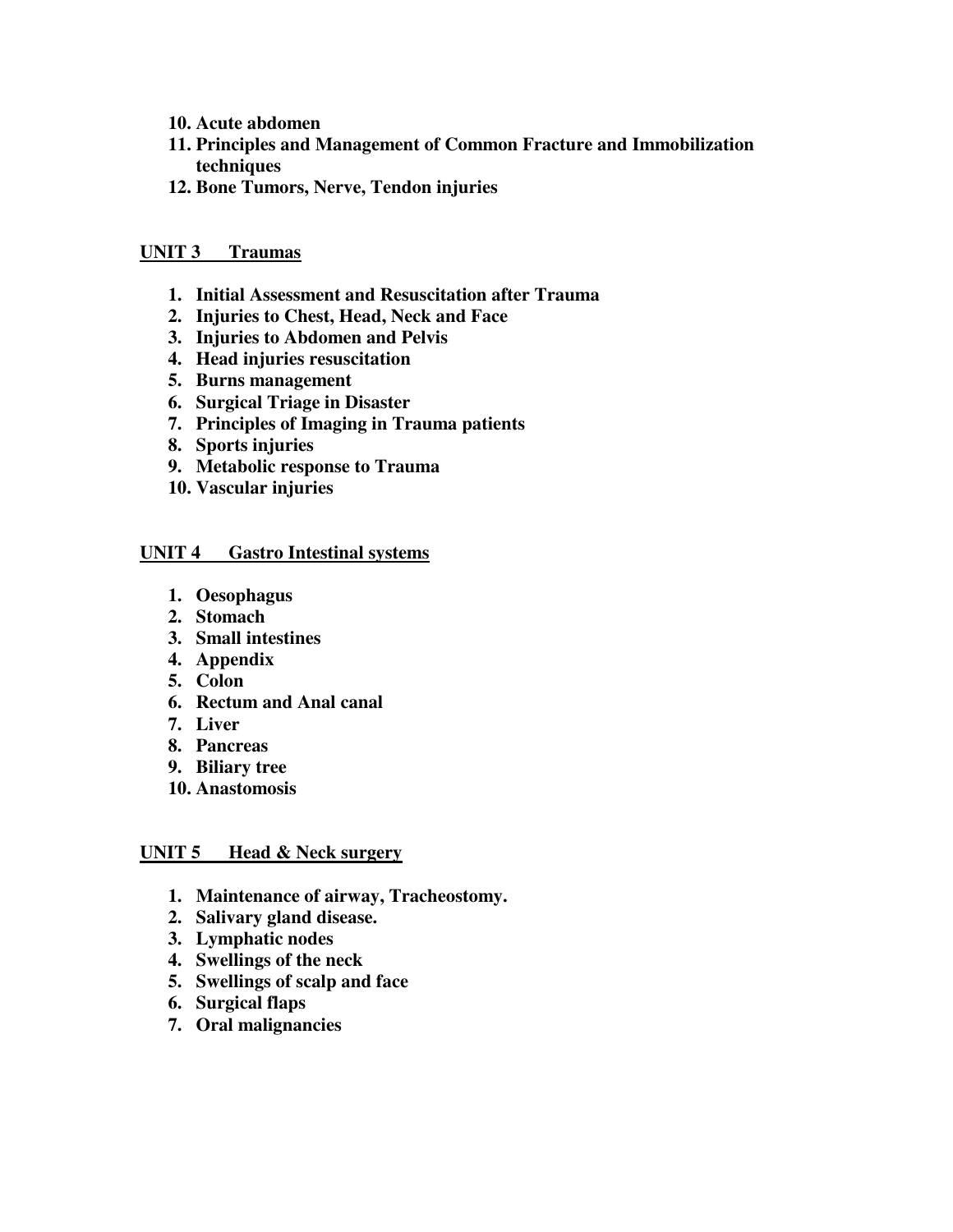10. **Acute abdomen**
11. **Principles and Management of Common Fracture and Immobilization techniques**
12. **Bone Tumors, Nerve, Tendon injuries**

## UNIT 3 Traumas

1. **Initial Assessment and Resuscitation after Trauma**
2. **Injuries to Chest, Head, Neck and Face**
3. **Injuries to Abdomen and Pelvis**
4. **Head injuries resuscitation**
5. **Burns management**
6. **Surgical Triage in Disaster**
7. **Principles of Imaging in Trauma patients**
8. **Sports injuries**
9. **Metabolic response to Trauma**
10. **Vascular injuries**

## UNIT 4 Gastro Intestinal systems

1. **Oesophagus**
2. **Stomach**
3. **Small intestines**
4. **Appendix**
5. **Colon**
6. **Rectum and Anal canal**
7. **Liver**
8. **Pancreas**
9. **Biliary tree**
10. **Anastomosis**

## UNIT 5 Head & Neck surgery

1. **Maintenance of airway, Tracheostomy.**
2. **Salivary gland disease.**
3. **Lymphatic nodes**
4. **Swellings of the neck**
5. **Swellings of scalp and face**
6. **Surgical flaps**
7. **Oral malignancies**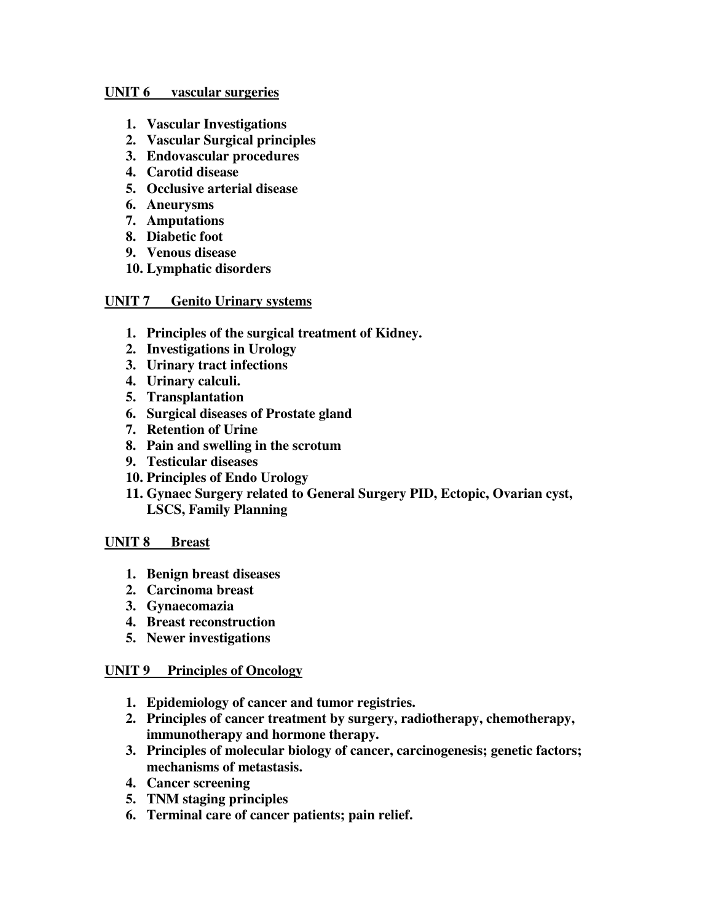## UNIT 6 vascular surgeries

1. **Vascular Investigations**
2. **Vascular Surgical principles**
3. **Endovascular procedures**
4. **Carotid disease**
5. **Occlusive arterial disease**
6. **Aneurysms**
7. **Amputations**
8. **Diabetic foot**
9. **Venous disease**
10. **Lymphatic disorders**

## UNIT 7 Genito Urinary systems

1. **Principles of the surgical treatment of Kidney.**
2. **Investigations in Urology**
3. **Urinary tract infections**
4. **Urinary calculi.**
5. **Transplantation**
6. **Surgical diseases of Prostate gland**
7. **Retention of Urine**
8. **Pain and swelling in the scrotum**
9. **Testicular diseases**
10. **Principles of Endo Urology**
11. **Gynaec Surgery related to General Surgery PID, Ectopic, Ovarian cyst, LSCS, Family Planning**

## UNIT 8 Breast

1. **Benign breast diseases**
2. **Carcinoma breast**
3. **Gynaecomazia**
4. **Breast reconstruction**
5. **Newer investigations**

## UNIT 9 Principles of Oncology

1. **Epidemiology of cancer and tumor registries.**
2. **Principles of cancer treatment by surgery, radiotherapy, chemotherapy, immunotherapy and hormone therapy.**
3. **Principles of molecular biology of cancer, carcinogenesis; genetic factors; mechanisms of metastasis.**
4. **Cancer screening**
5. **TNM staging principles**
6. **Terminal care of cancer patients; pain relief.**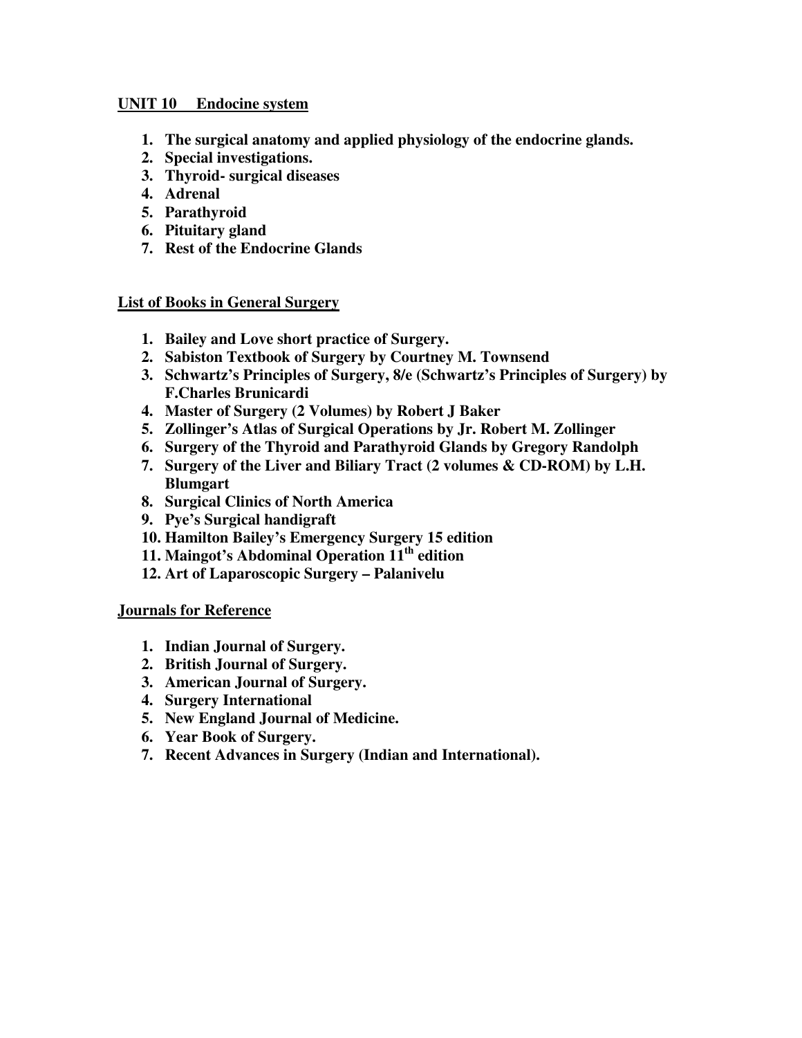## UNIT 10 Endocine system

1. **The surgical anatomy and applied physiology of the endocrine glands.**
2. **Special investigations.**
3. **Thyroid- surgical diseases**
4. **Adrenal**
5. **Parathyroid**
6. **Pituitary gland**
7. **Rest of the Endocrine Glands**

## List of Books in General Surgery

1. **Bailey and Love short practice of Surgery.**
2. **Sabiston Textbook of Surgery by Courtney M. Townsend**
3. **Schwartz's Principles of Surgery, 8/e (Schwartz's Principles of Surgery) by F.Charles Brunicardi**
4. **Master of Surgery (2 Volumes) by Robert J Baker**
5. **Zollinger's Atlas of Surgical Operations by Jr. Robert M. Zollinger**
6. **Surgery of the Thyroid and Parathyroid Glands by Gregory Randolph**
7. **Surgery of the Liver and Biliary Tract (2 volumes & CD-ROM) by L.H. Blumgart**
8. **Surgical Clinics of North America**
9. **Pye's Surgical handigraft**
10. **Hamilton Bailey's Emergency Surgery 15 edition**
11. **Maingot's Abdominal Operation 11th edition**
12. **Art of Laparoscopic Surgery – Palanivelu**

## Journals for Reference

1. **Indian Journal of Surgery.**
2. **British Journal of Surgery.**
3. **American Journal of Surgery.**
4. **Surgery International**
5. **New England Journal of Medicine.**
6. **Year Book of Surgery.**
7. **Recent Advances in Surgery (Indian and International).**